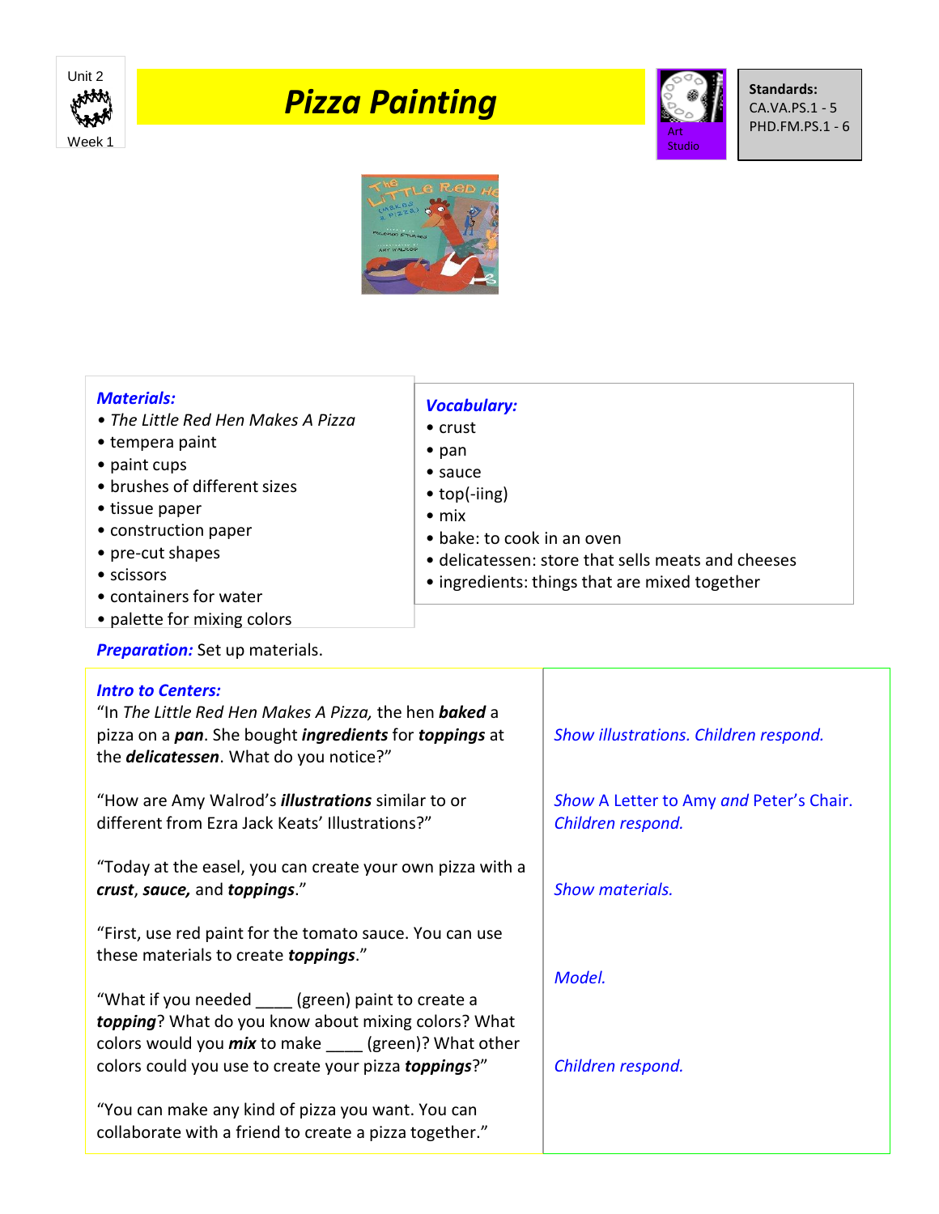Unit 2

Week 1

# *Pizza Painting*

Art Studio

**Standards:**
CA.VA.PS.1 - 5
PHD.FM.PS.1 - 6

***Materials:***

- *The Little Red Hen Makes A Pizza*
- tempera paint
- paint cups
- brushes of different sizes
- tissue paper
- construction paper
- pre-cut shapes
- scissors
- containers for water
- palette for mixing colors

***Vocabulary:***

- crust
- pan
- sauce
- top(-iing)
- mix
- bake: to cook in an oven
- delicatessen: store that sells meats and cheeses
- ingredients: things that are mixed together

***Preparation:*** Set up materials.

***Intro to Centers:***

| | |
|---|---|
| "In *The Little Red Hen Makes A Pizza,* the hen ***baked*** a pizza on a ***pan***. She bought ***ingredients*** for ***toppings*** at the ***delicatessen***. What do you notice?" | *Show illustrations. Children respond.* |
| "How are Amy Walrod's ***illustrations*** similar to or different from Ezra Jack Keats' Illustrations?" | *Show* A Letter to Amy *and* Peter's Chair*. Children respond.* |
| "Today at the easel, you can create your own pizza with a ***crust***, ***sauce,*** and ***toppings***." | *Show materials.* |
| "First, use red paint for the tomato sauce. You can use these materials to create ***toppings***." | *Model.* |
| "What if you needed ____ (green) paint to create a ***topping***? What do you know about mixing colors? What colors would you ***mix*** to make ____ (green)? What other colors could you use to create your pizza ***toppings***?" | *Children respond.* |
| "You can make any kind of pizza you want. You can collaborate with a friend to create a pizza together." | |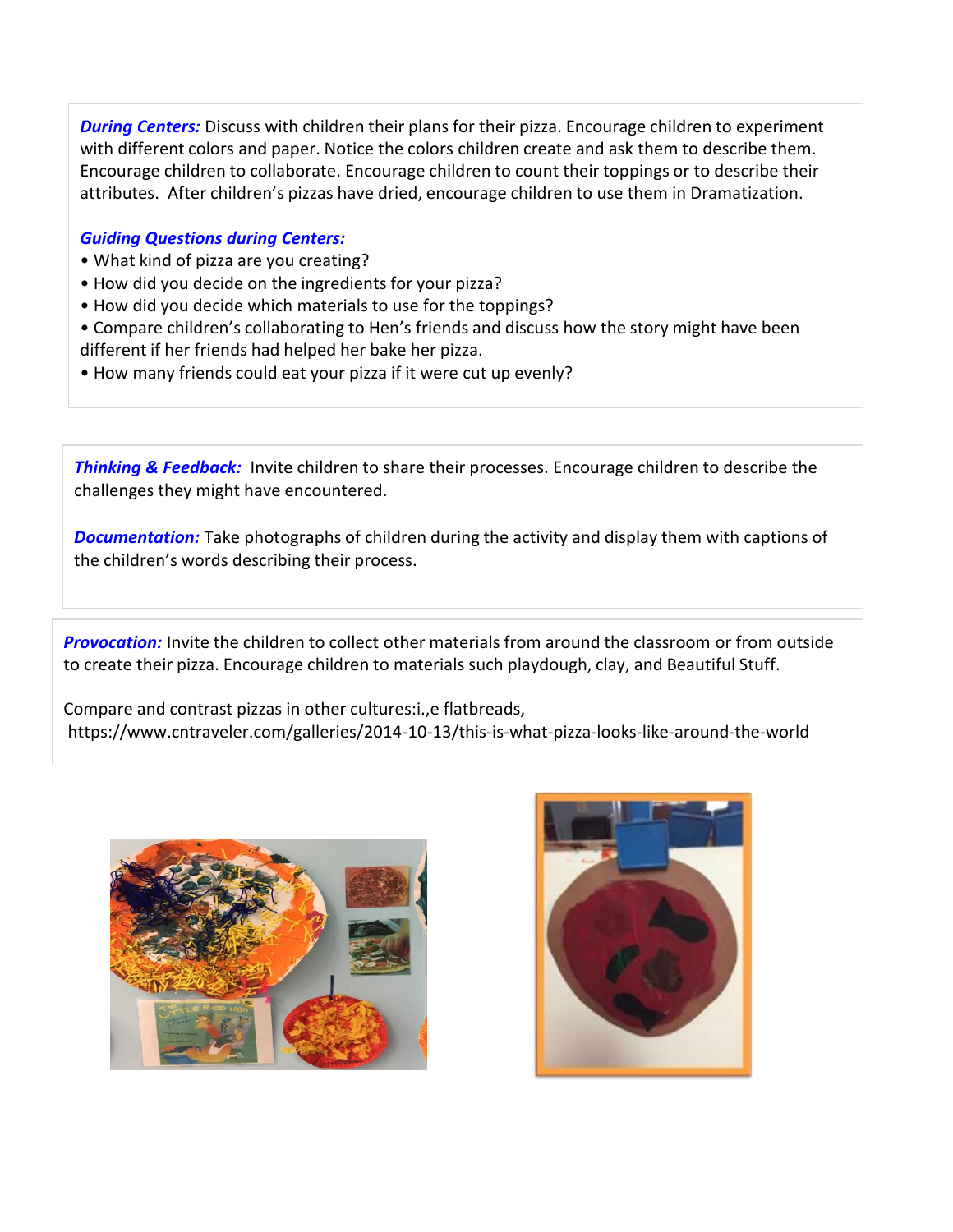***During Centers:*** Discuss with children their plans for their pizza. Encourage children to experiment with different colors and paper. Notice the colors children create and ask them to describe them. Encourage children to collaborate. Encourage children to count their toppings or to describe their attributes. After children's pizzas have dried, encourage children to use them in Dramatization.

***Guiding Questions during Centers:***

- What kind of pizza are you creating?
- How did you decide on the ingredients for your pizza?
- How did you decide which materials to use for the toppings?
- Compare children's collaborating to Hen's friends and discuss how the story might have been different if her friends had helped her bake her pizza.
- How many friends could eat your pizza if it were cut up evenly?

***Thinking & Feedback:*** Invite children to share their processes. Encourage children to describe the challenges they might have encountered.

***Documentation:*** Take photographs of children during the activity and display them with captions of the children's words describing their process.

***Provocation:*** Invite the children to collect other materials from around the classroom or from outside to create their pizza. Encourage children to materials such playdough, clay, and Beautiful Stuff.

Compare and contrast pizzas in other cultures:i.,e flatbreads, https://www.cntraveler.com/galleries/2014-10-13/this-is-what-pizza-looks-like-around-the-world